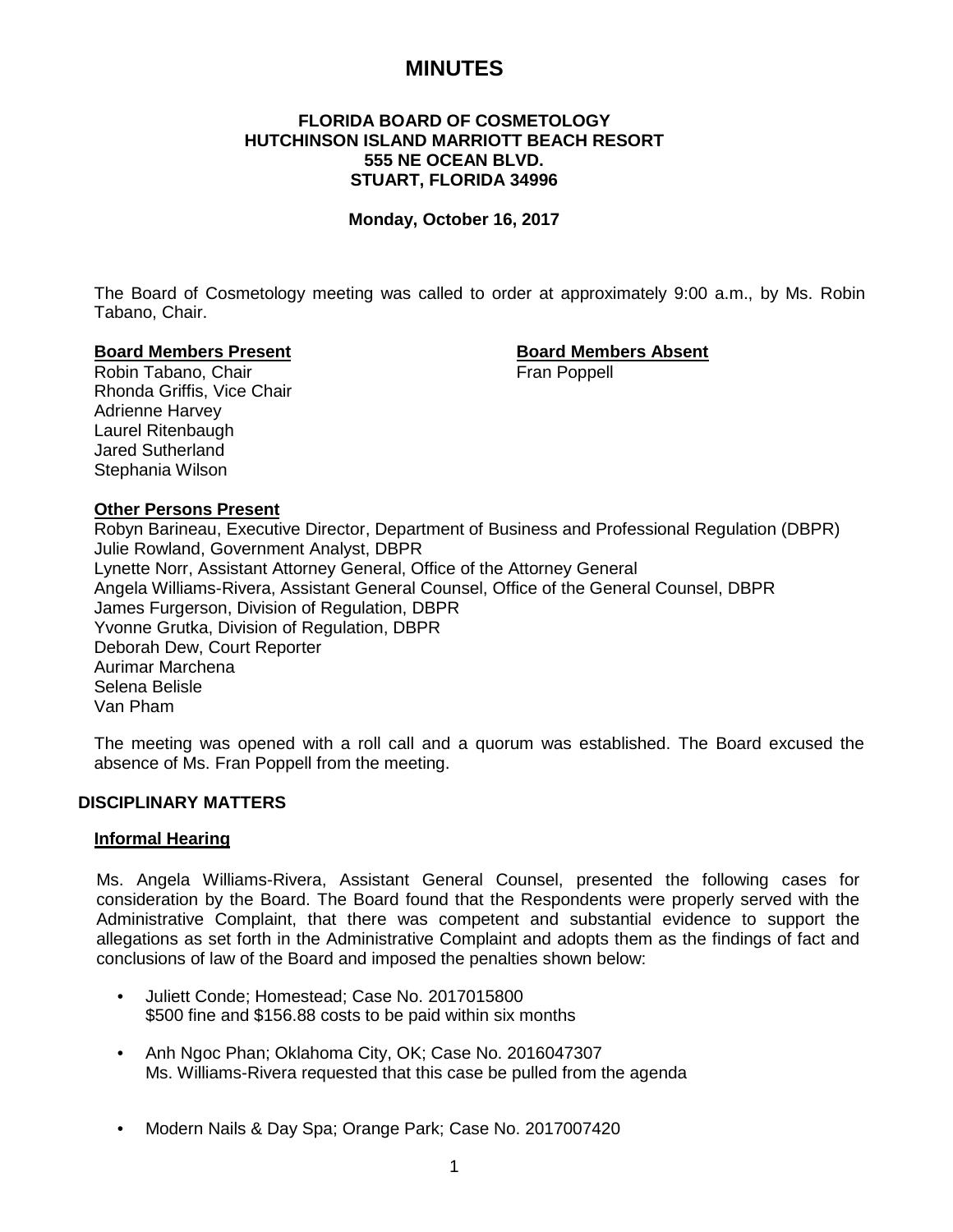# MINUTES

**FLORIDA BOARD OF COSMETOLOGY**
**HUTCHINSON ISLAND MARRIOTT BEACH RESORT**
**555 NE OCEAN BLVD.**
**STUART, FLORIDA 34996**

**Monday, October 16, 2017**

The Board of Cosmetology meeting was called to order at approximately 9:00 a.m., by Ms. Robin Tabano, Chair.

**Board Members Present**

Robin Tabano, Chair
Rhonda Griffis, Vice Chair
Adrienne Harvey
Laurel Ritenbaugh
Jared Sutherland
Stephania Wilson

**Board Members Absent**

Fran Poppell

**Other Persons Present**

Robyn Barineau, Executive Director, Department of Business and Professional Regulation (DBPR)
Julie Rowland, Government Analyst, DBPR
Lynette Norr, Assistant Attorney General, Office of the Attorney General
Angela Williams-Rivera, Assistant General Counsel, Office of the General Counsel, DBPR
James Furgerson, Division of Regulation, DBPR
Yvonne Grutka, Division of Regulation, DBPR
Deborah Dew, Court Reporter
Aurimar Marchena
Selena Belisle
Van Pham

The meeting was opened with a roll call and a quorum was established. The Board excused the absence of Ms. Fran Poppell from the meeting.

## DISCIPLINARY MATTERS

### Informal Hearing

Ms. Angela Williams-Rivera, Assistant General Counsel, presented the following cases for consideration by the Board. The Board found that the Respondents were properly served with the Administrative Complaint, that there was competent and substantial evidence to support the allegations as set forth in the Administrative Complaint and adopts them as the findings of fact and conclusions of law of the Board and imposed the penalties shown below:

- Juliett Conde; Homestead; Case No. 2017015800
  $500 fine and $156.88 costs to be paid within six months
- Anh Ngoc Phan; Oklahoma City, OK; Case No. 2016047307
  Ms. Williams-Rivera requested that this case be pulled from the agenda
- Modern Nails & Day Spa; Orange Park; Case No. 2017007420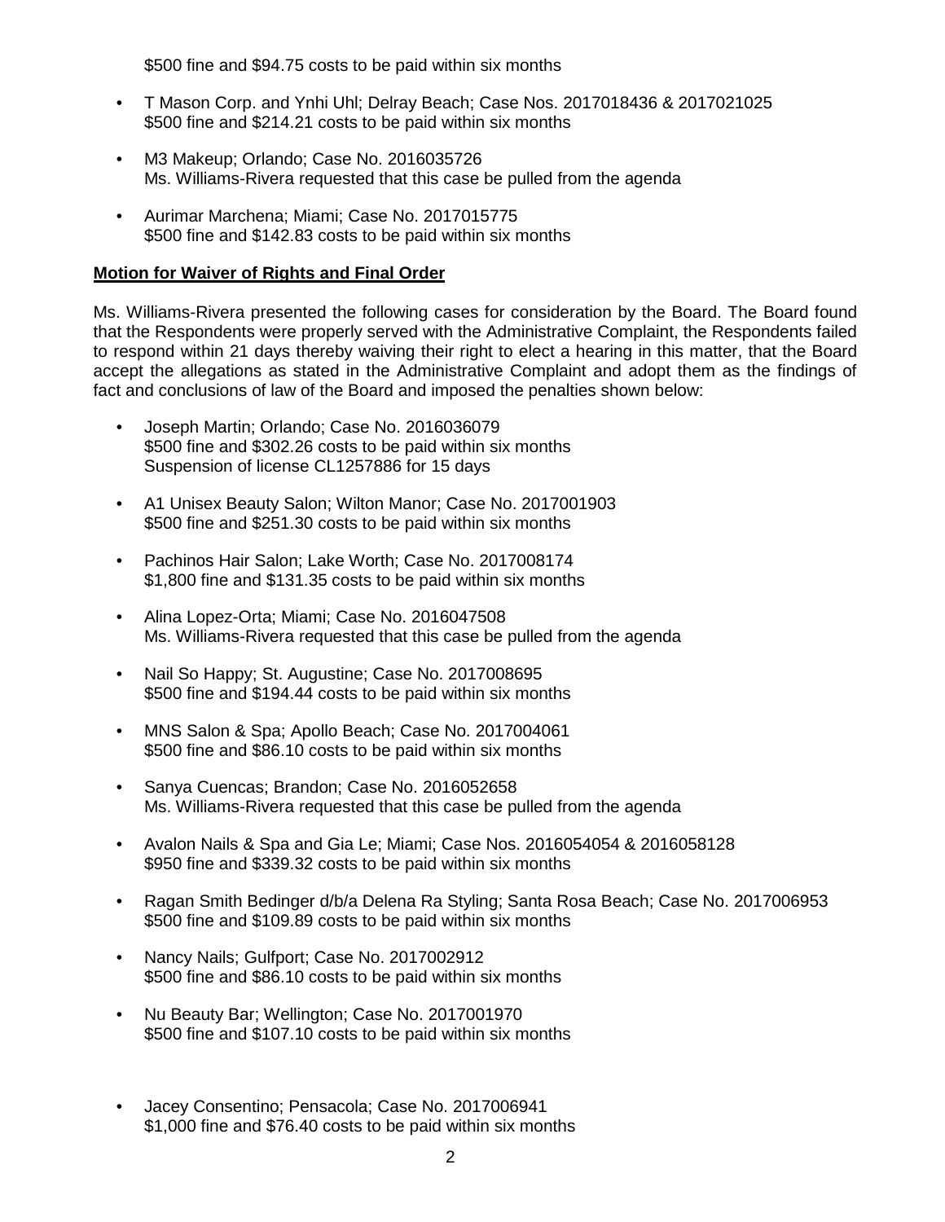$500 fine and $94.75 costs to be paid within six months

- T Mason Corp. and Ynhi Uhl; Delray Beach; Case Nos. 2017018436 & 2017021025
  $500 fine and $214.21 costs to be paid within six months

- M3 Makeup; Orlando; Case No. 2016035726
  Ms. Williams-Rivera requested that this case be pulled from the agenda

- Aurimar Marchena; Miami; Case No. 2017015775
  $500 fine and $142.83 costs to be paid within six months

**Motion for Waiver of Rights and Final Order**

Ms. Williams-Rivera presented the following cases for consideration by the Board. The Board found that the Respondents were properly served with the Administrative Complaint, the Respondents failed to respond within 21 days thereby waiving their right to elect a hearing in this matter, that the Board accept the allegations as stated in the Administrative Complaint and adopt them as the findings of fact and conclusions of law of the Board and imposed the penalties shown below:

- Joseph Martin; Orlando; Case No. 2016036079
  $500 fine and $302.26 costs to be paid within six months
  Suspension of license CL1257886 for 15 days

- A1 Unisex Beauty Salon; Wilton Manor; Case No. 2017001903
  $500 fine and $251.30 costs to be paid within six months

- Pachinos Hair Salon; Lake Worth; Case No. 2017008174
  $1,800 fine and $131.35 costs to be paid within six months

- Alina Lopez-Orta; Miami; Case No. 2016047508
  Ms. Williams-Rivera requested that this case be pulled from the agenda

- Nail So Happy; St. Augustine; Case No. 2017008695
  $500 fine and $194.44 costs to be paid within six months

- MNS Salon & Spa; Apollo Beach; Case No. 2017004061
  $500 fine and $86.10 costs to be paid within six months

- Sanya Cuencas; Brandon; Case No. 2016052658
  Ms. Williams-Rivera requested that this case be pulled from the agenda

- Avalon Nails & Spa and Gia Le; Miami; Case Nos. 2016054054 & 2016058128
  $950 fine and $339.32 costs to be paid within six months

- Ragan Smith Bedinger d/b/a Delena Ra Styling; Santa Rosa Beach; Case No. 2017006953
  $500 fine and $109.89 costs to be paid within six months

- Nancy Nails; Gulfport; Case No. 2017002912
  $500 fine and $86.10 costs to be paid within six months

- Nu Beauty Bar; Wellington; Case No. 2017001970
  $500 fine and $107.10 costs to be paid within six months

- Jacey Consentino; Pensacola; Case No. 2017006941
  $1,000 fine and $76.40 costs to be paid within six months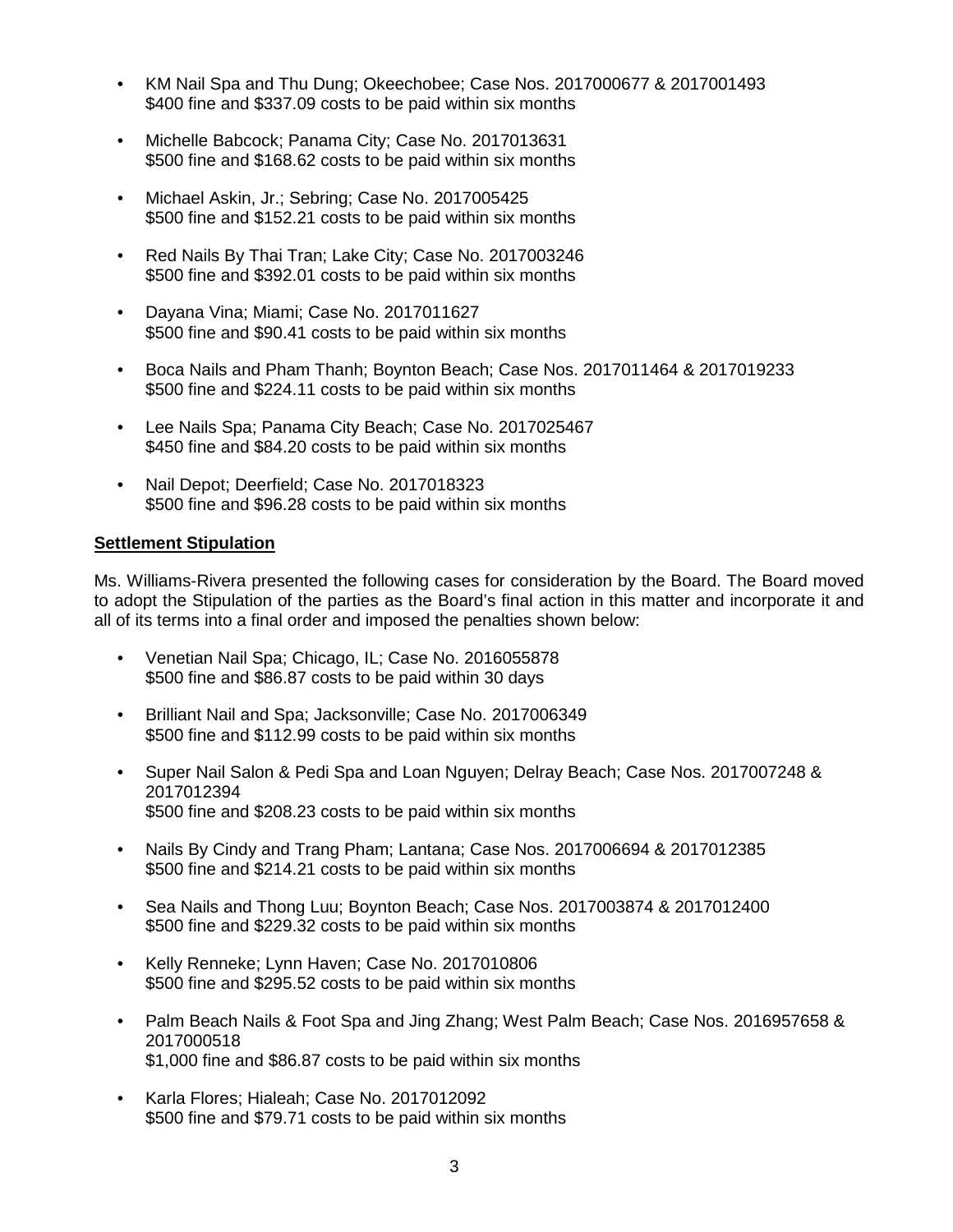- KM Nail Spa and Thu Dung; Okeechobee; Case Nos. 2017000677 & 2017001493
  $400 fine and $337.09 costs to be paid within six months

- Michelle Babcock; Panama City; Case No. 2017013631
  $500 fine and $168.62 costs to be paid within six months

- Michael Askin, Jr.; Sebring; Case No. 2017005425
  $500 fine and $152.21 costs to be paid within six months

- Red Nails By Thai Tran; Lake City; Case No. 2017003246
  $500 fine and $392.01 costs to be paid within six months

- Dayana Vina; Miami; Case No. 2017011627
  $500 fine and $90.41 costs to be paid within six months

- Boca Nails and Pham Thanh; Boynton Beach; Case Nos. 2017011464 & 2017019233
  $500 fine and $224.11 costs to be paid within six months

- Lee Nails Spa; Panama City Beach; Case No. 2017025467
  $450 fine and $84.20 costs to be paid within six months

- Nail Depot; Deerfield; Case No. 2017018323
  $500 fine and $96.28 costs to be paid within six months

**Settlement Stipulation**

Ms. Williams-Rivera presented the following cases for consideration by the Board. The Board moved to adopt the Stipulation of the parties as the Board's final action in this matter and incorporate it and all of its terms into a final order and imposed the penalties shown below:

- Venetian Nail Spa; Chicago, IL; Case No. 2016055878
  $500 fine and $86.87 costs to be paid within 30 days

- Brilliant Nail and Spa; Jacksonville; Case No. 2017006349
  $500 fine and $112.99 costs to be paid within six months

- Super Nail Salon & Pedi Spa and Loan Nguyen; Delray Beach; Case Nos. 2017007248 & 2017012394
  $500 fine and $208.23 costs to be paid within six months

- Nails By Cindy and Trang Pham; Lantana; Case Nos. 2017006694 & 2017012385
  $500 fine and $214.21 costs to be paid within six months

- Sea Nails and Thong Luu; Boynton Beach; Case Nos. 2017003874 & 2017012400
  $500 fine and $229.32 costs to be paid within six months

- Kelly Renneke; Lynn Haven; Case No. 2017010806
  $500 fine and $295.52 costs to be paid within six months

- Palm Beach Nails & Foot Spa and Jing Zhang; West Palm Beach; Case Nos. 2016957658 & 2017000518
  $1,000 fine and $86.87 costs to be paid within six months

- Karla Flores; Hialeah; Case No. 2017012092
  $500 fine and $79.71 costs to be paid within six months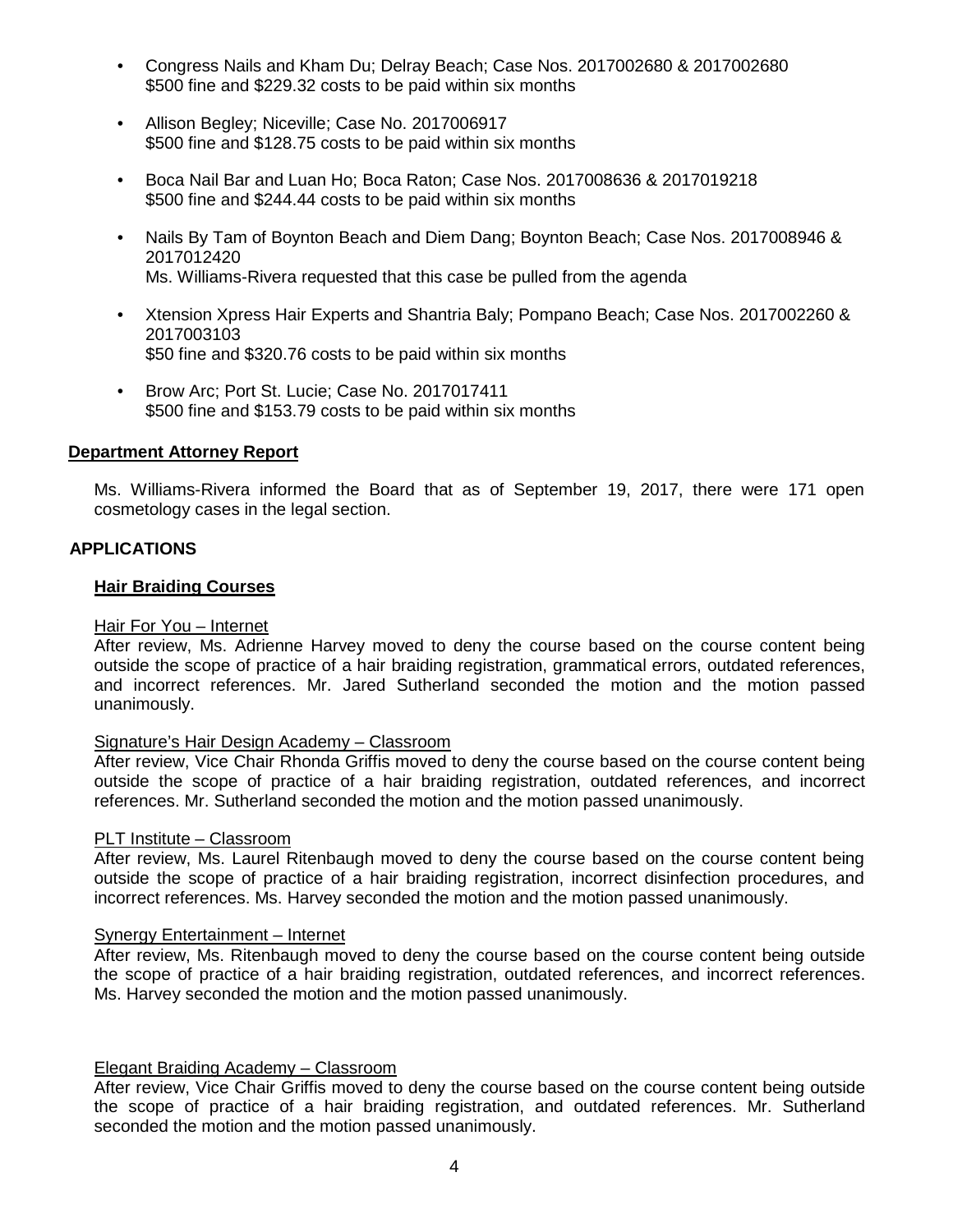- Congress Nails and Kham Du; Delray Beach; Case Nos. 2017002680 & 2017002680
  $500 fine and $229.32 costs to be paid within six months

- Allison Begley; Niceville; Case No. 2017006917
  $500 fine and $128.75 costs to be paid within six months

- Boca Nail Bar and Luan Ho; Boca Raton; Case Nos. 2017008636 & 2017019218
  $500 fine and $244.44 costs to be paid within six months

- Nails By Tam of Boynton Beach and Diem Dang; Boynton Beach; Case Nos. 2017008946 & 2017012420
  Ms. Williams-Rivera requested that this case be pulled from the agenda

- Xtension Xpress Hair Experts and Shantria Baly; Pompano Beach; Case Nos. 2017002260 & 2017003103
  $50 fine and $320.76 costs to be paid within six months

- Brow Arc; Port St. Lucie; Case No. 2017017411
  $500 fine and $153.79 costs to be paid within six months

**Department Attorney Report**

Ms. Williams-Rivera informed the Board that as of September 19, 2017, there were 171 open cosmetology cases in the legal section.

## APPLICATIONS

### Hair Braiding Courses

Hair For You – Internet

After review, Ms. Adrienne Harvey moved to deny the course based on the course content being outside the scope of practice of a hair braiding registration, grammatical errors, outdated references, and incorrect references. Mr. Jared Sutherland seconded the motion and the motion passed unanimously.

Signature's Hair Design Academy – Classroom

After review, Vice Chair Rhonda Griffis moved to deny the course based on the course content being outside the scope of practice of a hair braiding registration, outdated references, and incorrect references. Mr. Sutherland seconded the motion and the motion passed unanimously.

PLT Institute – Classroom

After review, Ms. Laurel Ritenbaugh moved to deny the course based on the course content being outside the scope of practice of a hair braiding registration, incorrect disinfection procedures, and incorrect references. Ms. Harvey seconded the motion and the motion passed unanimously.

Synergy Entertainment – Internet

After review, Ms. Ritenbaugh moved to deny the course based on the course content being outside the scope of practice of a hair braiding registration, outdated references, and incorrect references. Ms. Harvey seconded the motion and the motion passed unanimously.

Elegant Braiding Academy – Classroom

After review, Vice Chair Griffis moved to deny the course based on the course content being outside the scope of practice of a hair braiding registration, and outdated references. Mr. Sutherland seconded the motion and the motion passed unanimously.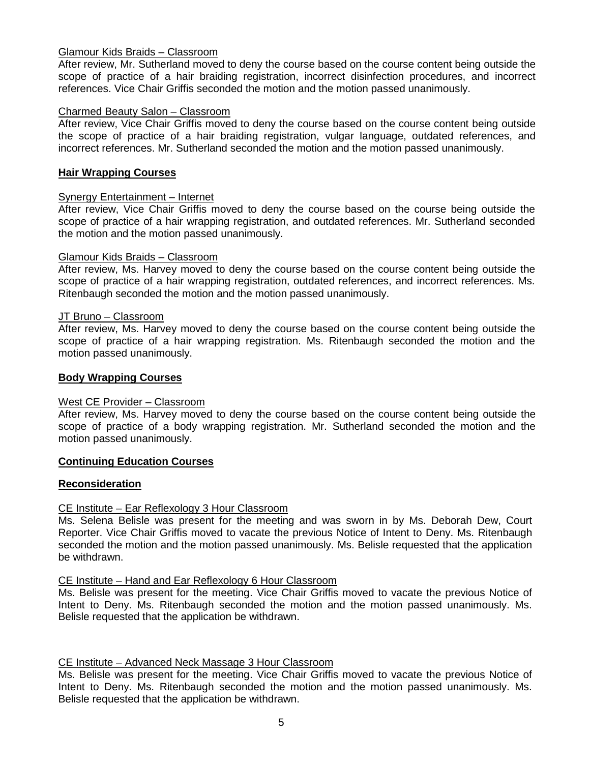Glamour Kids Braids – Classroom

After review, Mr. Sutherland moved to deny the course based on the course content being outside the scope of practice of a hair braiding registration, incorrect disinfection procedures, and incorrect references. Vice Chair Griffis seconded the motion and the motion passed unanimously.

Charmed Beauty Salon – Classroom

After review, Vice Chair Griffis moved to deny the course based on the course content being outside the scope of practice of a hair braiding registration, vulgar language, outdated references, and incorrect references. Mr. Sutherland seconded the motion and the motion passed unanimously.

**Hair Wrapping Courses**

Synergy Entertainment – Internet

After review, Vice Chair Griffis moved to deny the course based on the course being outside the scope of practice of a hair wrapping registration, and outdated references. Mr. Sutherland seconded the motion and the motion passed unanimously.

Glamour Kids Braids – Classroom

After review, Ms. Harvey moved to deny the course based on the course content being outside the scope of practice of a hair wrapping registration, outdated references, and incorrect references. Ms. Ritenbaugh seconded the motion and the motion passed unanimously.

JT Bruno – Classroom

After review, Ms. Harvey moved to deny the course based on the course content being outside the scope of practice of a hair wrapping registration. Ms. Ritenbaugh seconded the motion and the motion passed unanimously.

**Body Wrapping Courses**

West CE Provider – Classroom

After review, Ms. Harvey moved to deny the course based on the course content being outside the scope of practice of a body wrapping registration. Mr. Sutherland seconded the motion and the motion passed unanimously.

**Continuing Education Courses**

**Reconsideration**

CE Institute – Ear Reflexology 3 Hour Classroom

Ms. Selena Belisle was present for the meeting and was sworn in by Ms. Deborah Dew, Court Reporter. Vice Chair Griffis moved to vacate the previous Notice of Intent to Deny. Ms. Ritenbaugh seconded the motion and the motion passed unanimously. Ms. Belisle requested that the application be withdrawn.

CE Institute – Hand and Ear Reflexology 6 Hour Classroom

Ms. Belisle was present for the meeting. Vice Chair Griffis moved to vacate the previous Notice of Intent to Deny. Ms. Ritenbaugh seconded the motion and the motion passed unanimously. Ms. Belisle requested that the application be withdrawn.

CE Institute – Advanced Neck Massage 3 Hour Classroom

Ms. Belisle was present for the meeting. Vice Chair Griffis moved to vacate the previous Notice of Intent to Deny. Ms. Ritenbaugh seconded the motion and the motion passed unanimously. Ms. Belisle requested that the application be withdrawn.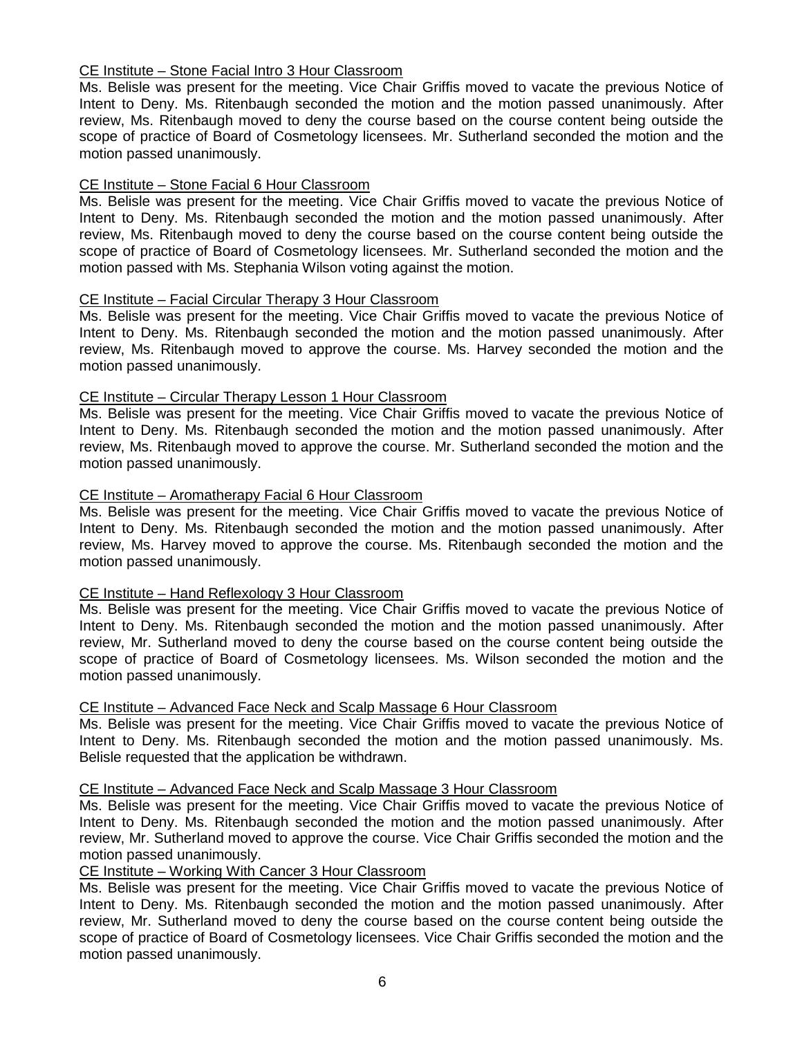CE Institute – Stone Facial Intro 3 Hour Classroom

Ms. Belisle was present for the meeting. Vice Chair Griffis moved to vacate the previous Notice of Intent to Deny. Ms. Ritenbaugh seconded the motion and the motion passed unanimously. After review, Ms. Ritenbaugh moved to deny the course based on the course content being outside the scope of practice of Board of Cosmetology licensees. Mr. Sutherland seconded the motion and the motion passed unanimously.

CE Institute – Stone Facial 6 Hour Classroom

Ms. Belisle was present for the meeting. Vice Chair Griffis moved to vacate the previous Notice of Intent to Deny. Ms. Ritenbaugh seconded the motion and the motion passed unanimously. After review, Ms. Ritenbaugh moved to deny the course based on the course content being outside the scope of practice of Board of Cosmetology licensees. Mr. Sutherland seconded the motion and the motion passed with Ms. Stephania Wilson voting against the motion.

CE Institute – Facial Circular Therapy 3 Hour Classroom

Ms. Belisle was present for the meeting. Vice Chair Griffis moved to vacate the previous Notice of Intent to Deny. Ms. Ritenbaugh seconded the motion and the motion passed unanimously. After review, Ms. Ritenbaugh moved to approve the course. Ms. Harvey seconded the motion and the motion passed unanimously.

CE Institute – Circular Therapy Lesson 1 Hour Classroom

Ms. Belisle was present for the meeting. Vice Chair Griffis moved to vacate the previous Notice of Intent to Deny. Ms. Ritenbaugh seconded the motion and the motion passed unanimously. After review, Ms. Ritenbaugh moved to approve the course. Mr. Sutherland seconded the motion and the motion passed unanimously.

CE Institute – Aromatherapy Facial 6 Hour Classroom

Ms. Belisle was present for the meeting. Vice Chair Griffis moved to vacate the previous Notice of Intent to Deny. Ms. Ritenbaugh seconded the motion and the motion passed unanimously. After review, Ms. Harvey moved to approve the course. Ms. Ritenbaugh seconded the motion and the motion passed unanimously.

CE Institute – Hand Reflexology 3 Hour Classroom

Ms. Belisle was present for the meeting. Vice Chair Griffis moved to vacate the previous Notice of Intent to Deny. Ms. Ritenbaugh seconded the motion and the motion passed unanimously. After review, Mr. Sutherland moved to deny the course based on the course content being outside the scope of practice of Board of Cosmetology licensees. Ms. Wilson seconded the motion and the motion passed unanimously.

CE Institute – Advanced Face Neck and Scalp Massage 6 Hour Classroom

Ms. Belisle was present for the meeting. Vice Chair Griffis moved to vacate the previous Notice of Intent to Deny. Ms. Ritenbaugh seconded the motion and the motion passed unanimously. Ms. Belisle requested that the application be withdrawn.

CE Institute – Advanced Face Neck and Scalp Massage 3 Hour Classroom

Ms. Belisle was present for the meeting. Vice Chair Griffis moved to vacate the previous Notice of Intent to Deny. Ms. Ritenbaugh seconded the motion and the motion passed unanimously. After review, Mr. Sutherland moved to approve the course. Vice Chair Griffis seconded the motion and the motion passed unanimously.

CE Institute – Working With Cancer 3 Hour Classroom

Ms. Belisle was present for the meeting. Vice Chair Griffis moved to vacate the previous Notice of Intent to Deny. Ms. Ritenbaugh seconded the motion and the motion passed unanimously. After review, Mr. Sutherland moved to deny the course based on the course content being outside the scope of practice of Board of Cosmetology licensees. Vice Chair Griffis seconded the motion and the motion passed unanimously.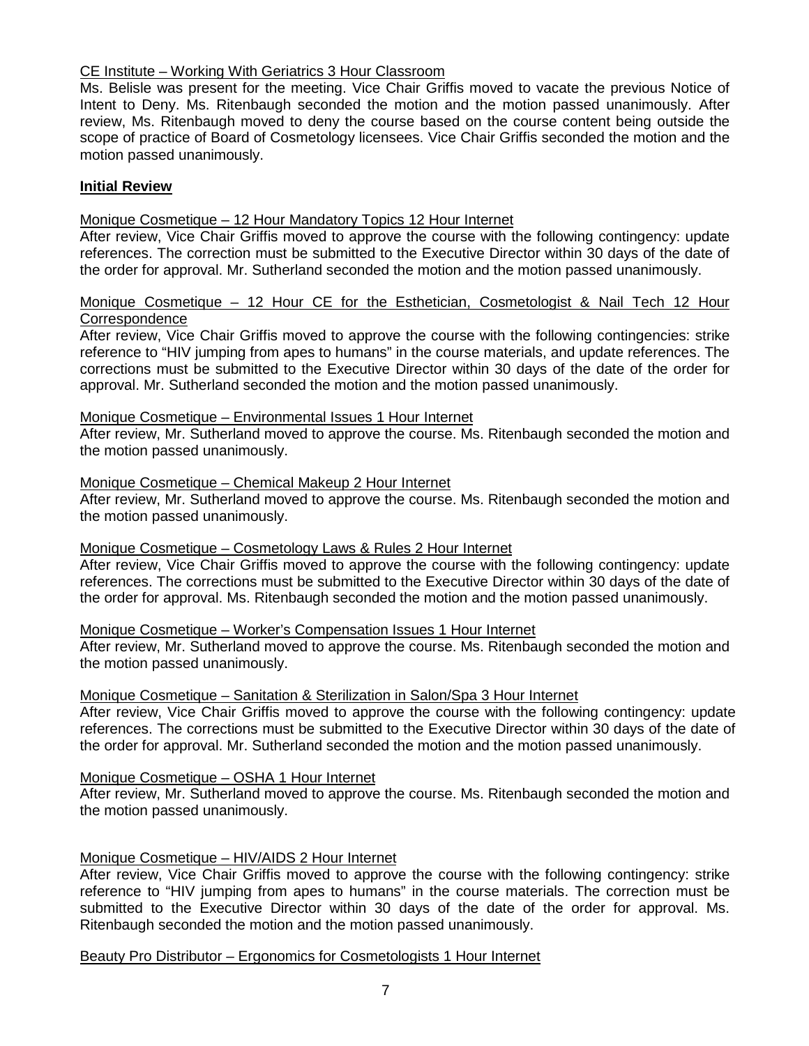CE Institute – Working With Geriatrics 3 Hour Classroom

Ms. Belisle was present for the meeting. Vice Chair Griffis moved to vacate the previous Notice of Intent to Deny. Ms. Ritenbaugh seconded the motion and the motion passed unanimously. After review, Ms. Ritenbaugh moved to deny the course based on the course content being outside the scope of practice of Board of Cosmetology licensees. Vice Chair Griffis seconded the motion and the motion passed unanimously.

**Initial Review**

Monique Cosmetique – 12 Hour Mandatory Topics 12 Hour Internet

After review, Vice Chair Griffis moved to approve the course with the following contingency: update references. The correction must be submitted to the Executive Director within 30 days of the date of the order for approval. Mr. Sutherland seconded the motion and the motion passed unanimously.

Monique Cosmetique – 12 Hour CE for the Esthetician, Cosmetologist & Nail Tech 12 Hour Correspondence

After review, Vice Chair Griffis moved to approve the course with the following contingencies: strike reference to "HIV jumping from apes to humans" in the course materials, and update references. The corrections must be submitted to the Executive Director within 30 days of the date of the order for approval. Mr. Sutherland seconded the motion and the motion passed unanimously.

Monique Cosmetique – Environmental Issues 1 Hour Internet

After review, Mr. Sutherland moved to approve the course. Ms. Ritenbaugh seconded the motion and the motion passed unanimously.

Monique Cosmetique – Chemical Makeup 2 Hour Internet

After review, Mr. Sutherland moved to approve the course. Ms. Ritenbaugh seconded the motion and the motion passed unanimously.

Monique Cosmetique – Cosmetology Laws & Rules 2 Hour Internet

After review, Vice Chair Griffis moved to approve the course with the following contingency: update references. The corrections must be submitted to the Executive Director within 30 days of the date of the order for approval. Ms. Ritenbaugh seconded the motion and the motion passed unanimously.

Monique Cosmetique – Worker's Compensation Issues 1 Hour Internet

After review, Mr. Sutherland moved to approve the course. Ms. Ritenbaugh seconded the motion and the motion passed unanimously.

Monique Cosmetique – Sanitation & Sterilization in Salon/Spa 3 Hour Internet

After review, Vice Chair Griffis moved to approve the course with the following contingency: update references. The corrections must be submitted to the Executive Director within 30 days of the date of the order for approval. Mr. Sutherland seconded the motion and the motion passed unanimously.

Monique Cosmetique – OSHA 1 Hour Internet

After review, Mr. Sutherland moved to approve the course. Ms. Ritenbaugh seconded the motion and the motion passed unanimously.

Monique Cosmetique – HIV/AIDS 2 Hour Internet

After review, Vice Chair Griffis moved to approve the course with the following contingency: strike reference to "HIV jumping from apes to humans" in the course materials. The correction must be submitted to the Executive Director within 30 days of the date of the order for approval. Ms. Ritenbaugh seconded the motion and the motion passed unanimously.

Beauty Pro Distributor – Ergonomics for Cosmetologists 1 Hour Internet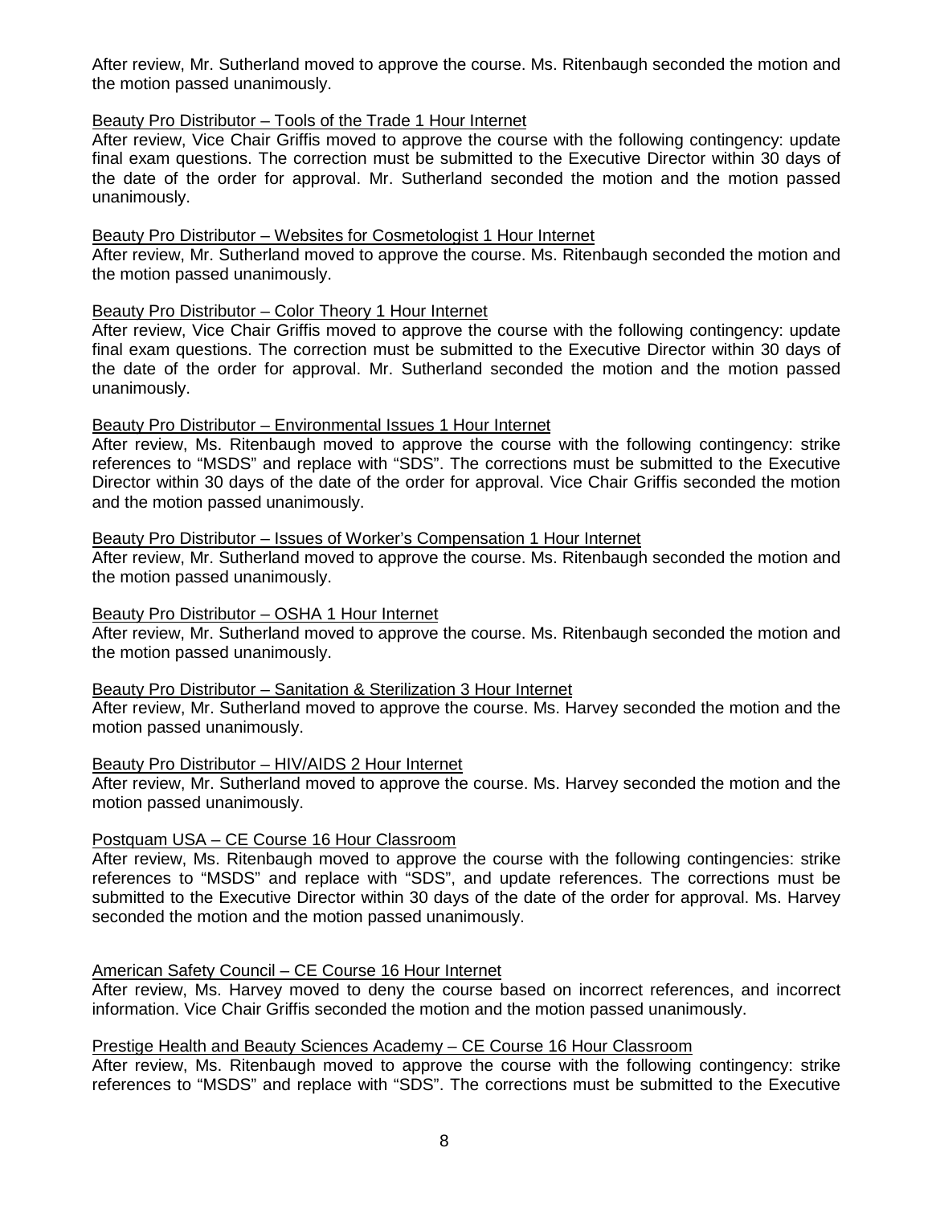After review, Mr. Sutherland moved to approve the course. Ms. Ritenbaugh seconded the motion and the motion passed unanimously.

Beauty Pro Distributor – Tools of the Trade 1 Hour Internet

After review, Vice Chair Griffis moved to approve the course with the following contingency: update final exam questions. The correction must be submitted to the Executive Director within 30 days of the date of the order for approval. Mr. Sutherland seconded the motion and the motion passed unanimously.

Beauty Pro Distributor – Websites for Cosmetologist 1 Hour Internet

After review, Mr. Sutherland moved to approve the course. Ms. Ritenbaugh seconded the motion and the motion passed unanimously.

Beauty Pro Distributor – Color Theory 1 Hour Internet

After review, Vice Chair Griffis moved to approve the course with the following contingency: update final exam questions. The correction must be submitted to the Executive Director within 30 days of the date of the order for approval. Mr. Sutherland seconded the motion and the motion passed unanimously.

Beauty Pro Distributor – Environmental Issues 1 Hour Internet

After review, Ms. Ritenbaugh moved to approve the course with the following contingency: strike references to "MSDS" and replace with "SDS". The corrections must be submitted to the Executive Director within 30 days of the date of the order for approval. Vice Chair Griffis seconded the motion and the motion passed unanimously.

Beauty Pro Distributor – Issues of Worker's Compensation 1 Hour Internet

After review, Mr. Sutherland moved to approve the course. Ms. Ritenbaugh seconded the motion and the motion passed unanimously.

Beauty Pro Distributor – OSHA 1 Hour Internet

After review, Mr. Sutherland moved to approve the course. Ms. Ritenbaugh seconded the motion and the motion passed unanimously.

Beauty Pro Distributor – Sanitation & Sterilization 3 Hour Internet

After review, Mr. Sutherland moved to approve the course. Ms. Harvey seconded the motion and the motion passed unanimously.

Beauty Pro Distributor – HIV/AIDS 2 Hour Internet

After review, Mr. Sutherland moved to approve the course. Ms. Harvey seconded the motion and the motion passed unanimously.

Postquam USA – CE Course 16 Hour Classroom

After review, Ms. Ritenbaugh moved to approve the course with the following contingencies: strike references to "MSDS" and replace with "SDS", and update references. The corrections must be submitted to the Executive Director within 30 days of the date of the order for approval. Ms. Harvey seconded the motion and the motion passed unanimously.

American Safety Council – CE Course 16 Hour Internet

After review, Ms. Harvey moved to deny the course based on incorrect references, and incorrect information. Vice Chair Griffis seconded the motion and the motion passed unanimously.

Prestige Health and Beauty Sciences Academy – CE Course 16 Hour Classroom

After review, Ms. Ritenbaugh moved to approve the course with the following contingency: strike references to "MSDS" and replace with "SDS". The corrections must be submitted to the Executive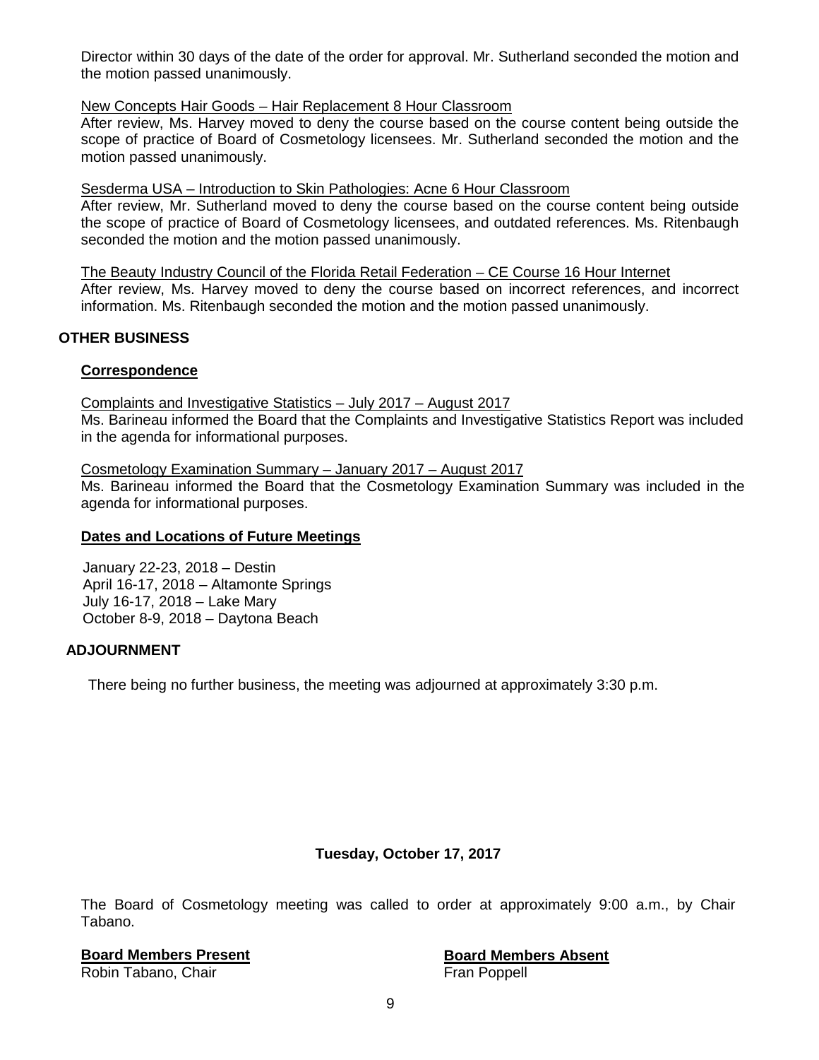Director within 30 days of the date of the order for approval. Mr. Sutherland seconded the motion and the motion passed unanimously.

New Concepts Hair Goods – Hair Replacement 8 Hour Classroom
After review, Ms. Harvey moved to deny the course based on the course content being outside the scope of practice of Board of Cosmetology licensees. Mr. Sutherland seconded the motion and the motion passed unanimously.

Sesderma USA – Introduction to Skin Pathologies: Acne 6 Hour Classroom
After review, Mr. Sutherland moved to deny the course based on the course content being outside the scope of practice of Board of Cosmetology licensees, and outdated references. Ms. Ritenbaugh seconded the motion and the motion passed unanimously.

The Beauty Industry Council of the Florida Retail Federation – CE Course 16 Hour Internet
After review, Ms. Harvey moved to deny the course based on incorrect references, and incorrect information. Ms. Ritenbaugh seconded the motion and the motion passed unanimously.

## OTHER BUSINESS

### Correspondence

Complaints and Investigative Statistics – July 2017 – August 2017
Ms. Barineau informed the Board that the Complaints and Investigative Statistics Report was included in the agenda for informational purposes.

Cosmetology Examination Summary – January 2017 – August 2017
Ms. Barineau informed the Board that the Cosmetology Examination Summary was included in the agenda for informational purposes.

### Dates and Locations of Future Meetings

January 22-23, 2018 – Destin
April 16-17, 2018 – Altamonte Springs
July 16-17, 2018 – Lake Mary
October 8-9, 2018 – Daytona Beach

## ADJOURNMENT

There being no further business, the meeting was adjourned at approximately 3:30 p.m.

**Tuesday, October 17, 2017**

The Board of Cosmetology meeting was called to order at approximately 9:00 a.m., by Chair Tabano.

**Board Members Present**
Robin Tabano, Chair

**Board Members Absent**
Fran Poppell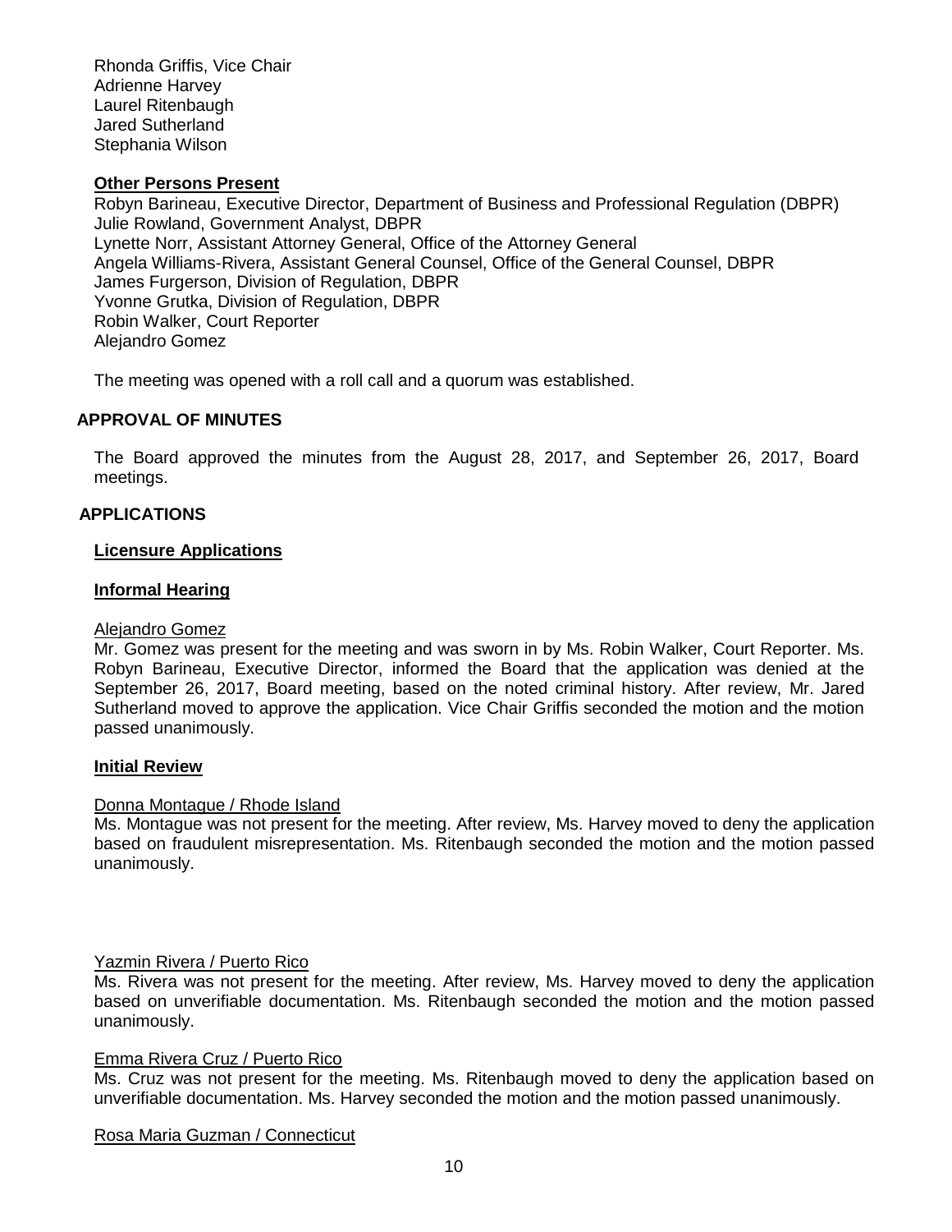Rhonda Griffis, Vice Chair
Adrienne Harvey
Laurel Ritenbaugh
Jared Sutherland
Stephania Wilson

**Other Persons Present**

Robyn Barineau, Executive Director, Department of Business and Professional Regulation (DBPR)
Julie Rowland, Government Analyst, DBPR
Lynette Norr, Assistant Attorney General, Office of the Attorney General
Angela Williams-Rivera, Assistant General Counsel, Office of the General Counsel, DBPR
James Furgerson, Division of Regulation, DBPR
Yvonne Grutka, Division of Regulation, DBPR
Robin Walker, Court Reporter
Alejandro Gomez

The meeting was opened with a roll call and a quorum was established.

## APPROVAL OF MINUTES

The Board approved the minutes from the August 28, 2017, and September 26, 2017, Board meetings.

## APPLICATIONS

**Licensure Applications**

**Informal Hearing**

Alejandro Gomez

Mr. Gomez was present for the meeting and was sworn in by Ms. Robin Walker, Court Reporter. Ms. Robyn Barineau, Executive Director, informed the Board that the application was denied at the September 26, 2017, Board meeting, based on the noted criminal history. After review, Mr. Jared Sutherland moved to approve the application. Vice Chair Griffis seconded the motion and the motion passed unanimously.

**Initial Review**

Donna Montague / Rhode Island

Ms. Montague was not present for the meeting. After review, Ms. Harvey moved to deny the application based on fraudulent misrepresentation. Ms. Ritenbaugh seconded the motion and the motion passed unanimously.

Yazmin Rivera / Puerto Rico

Ms. Rivera was not present for the meeting. After review, Ms. Harvey moved to deny the application based on unverifiable documentation. Ms. Ritenbaugh seconded the motion and the motion passed unanimously.

Emma Rivera Cruz / Puerto Rico

Ms. Cruz was not present for the meeting. Ms. Ritenbaugh moved to deny the application based on unverifiable documentation. Ms. Harvey seconded the motion and the motion passed unanimously.

Rosa Maria Guzman / Connecticut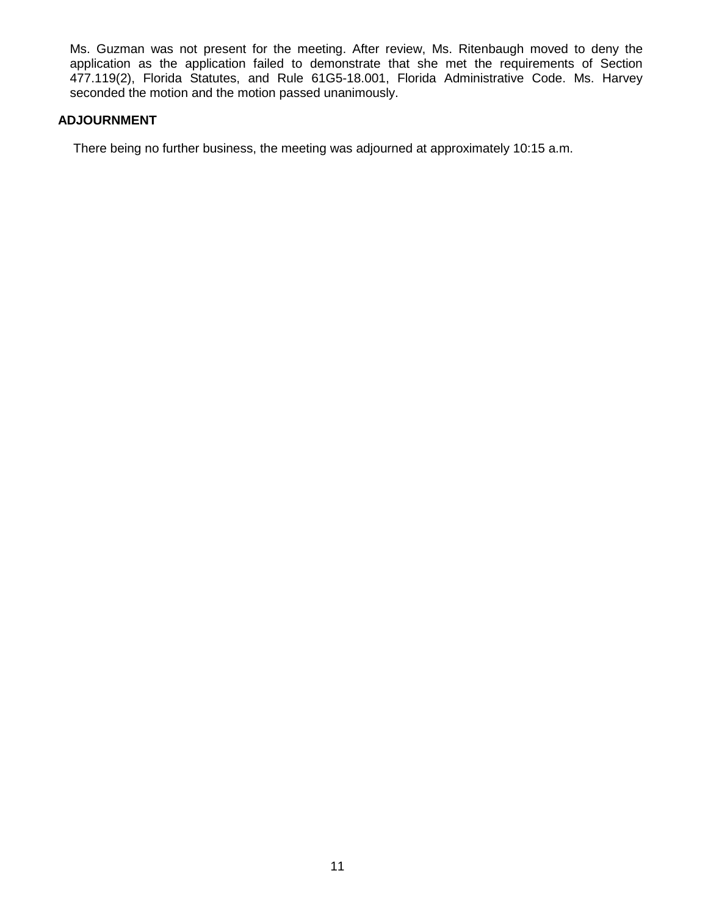Ms. Guzman was not present for the meeting. After review, Ms. Ritenbaugh moved to deny the application as the application failed to demonstrate that she met the requirements of Section 477.119(2), Florida Statutes, and Rule 61G5-18.001, Florida Administrative Code. Ms. Harvey seconded the motion and the motion passed unanimously.

**ADJOURNMENT**

There being no further business, the meeting was adjourned at approximately 10:15 a.m.